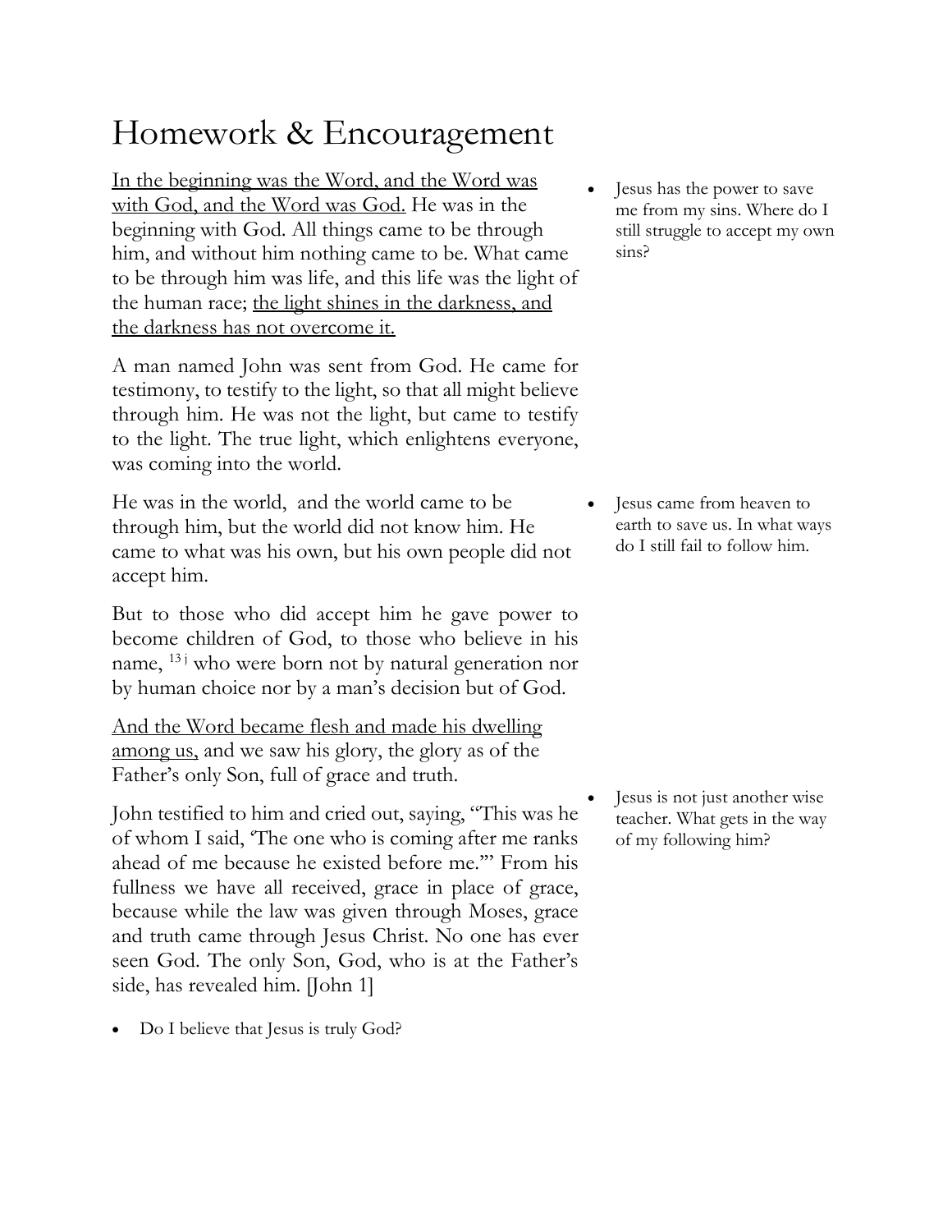# Homework & Encouragement

<u>In the beginning was the Word, and the Word was with God, and the Word was God.</u> He was in the beginning with God. All things came to be through him, and without him nothing came to be. What came to be through him was life, and this life was the light of the human race; <u>the light shines in the darkness, and the darkness has not overcome it.</u>

- Jesus has the power to save me from my sins. Where do I still struggle to accept my own sins?

A man named John was sent from God. He came for testimony, to testify to the light, so that all might believe through him. He was not the light, but came to testify to the light. The true light, which enlightens everyone, was coming into the world.

He was in the world, and the world came to be through him, but the world did not know him. He came to what was his own, but his own people did not accept him.

- Jesus came from heaven to earth to save us. In what ways do I still fail to follow him.

But to those who did accept him he gave power to become children of God, to those who believe in his name, [13 j] who were born not by natural generation nor by human choice nor by a man's decision but of God.

<u>And the Word became flesh and made his dwelling among us,</u> and we saw his glory, the glory as of the Father's only Son, full of grace and truth.

John testified to him and cried out, saying, "This was he of whom I said, 'The one who is coming after me ranks ahead of me because he existed before me.'" From his fullness we have all received, grace in place of grace, because while the law was given through Moses, grace and truth came through Jesus Christ. No one has ever seen God. The only Son, God, who is at the Father's side, has revealed him. [John 1]

- Jesus is not just another wise teacher. What gets in the way of my following him?

- Do I believe that Jesus is truly God?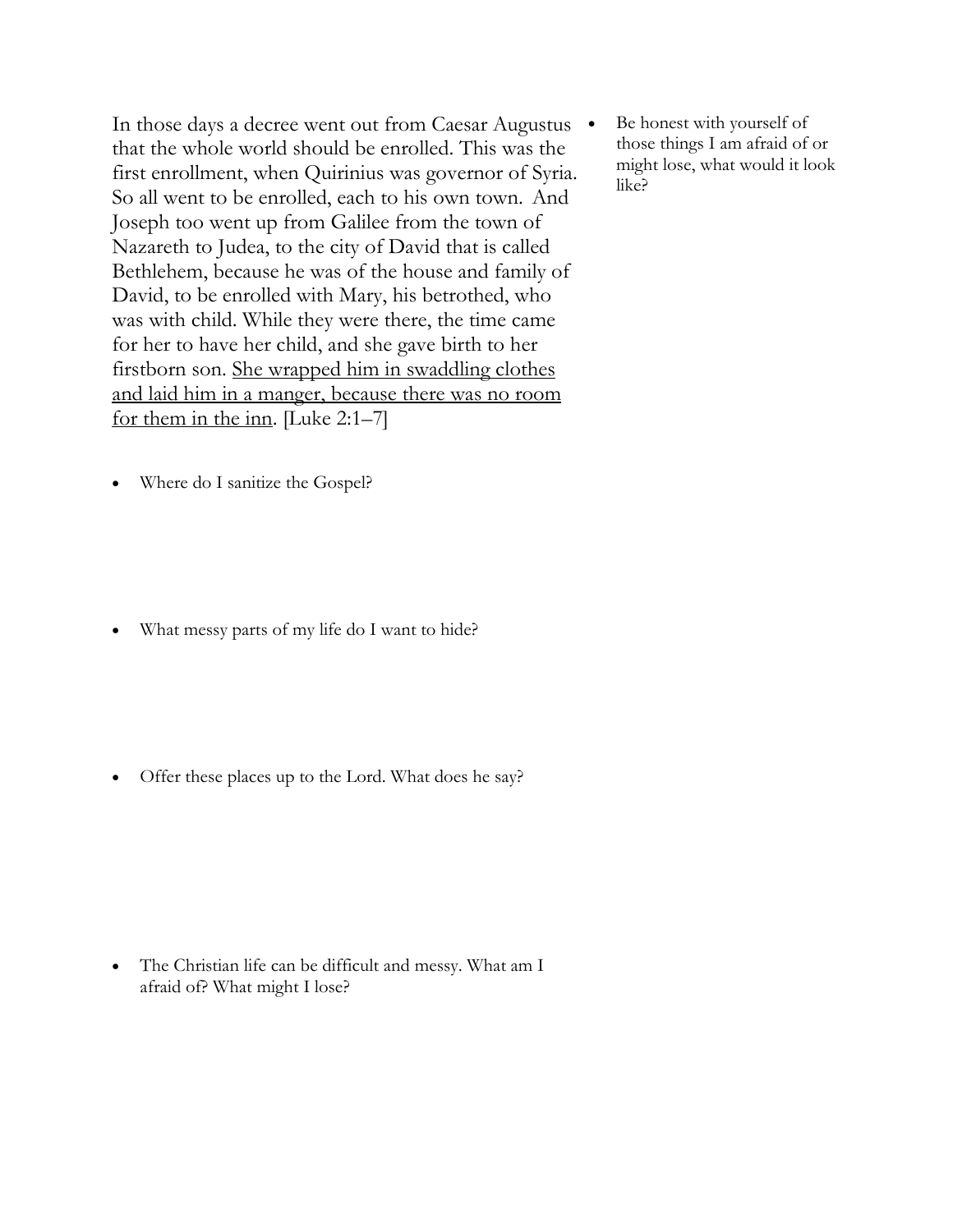In those days a decree went out from Caesar Augustus that the whole world should be enrolled. This was the first enrollment, when Quirinius was governor of Syria. So all went to be enrolled, each to his own town. And Joseph too went up from Galilee from the town of Nazareth to Judea, to the city of David that is called Bethlehem, because he was of the house and family of David, to be enrolled with Mary, his betrothed, who was with child. While they were there, the time came for her to have her child, and she gave birth to her firstborn son. <u>She wrapped him in swaddling clothes and laid him in a manger, because there was no room for them in the inn</u>. [Luke 2:1–7]

- Where do I sanitize the Gospel?

- What messy parts of my life do I want to hide?

- Offer these places up to the Lord. What does he say?

- The Christian life can be difficult and messy. What am I afraid of? What might I lose?

- Be honest with yourself of those things I am afraid of or might lose, what would it look like?